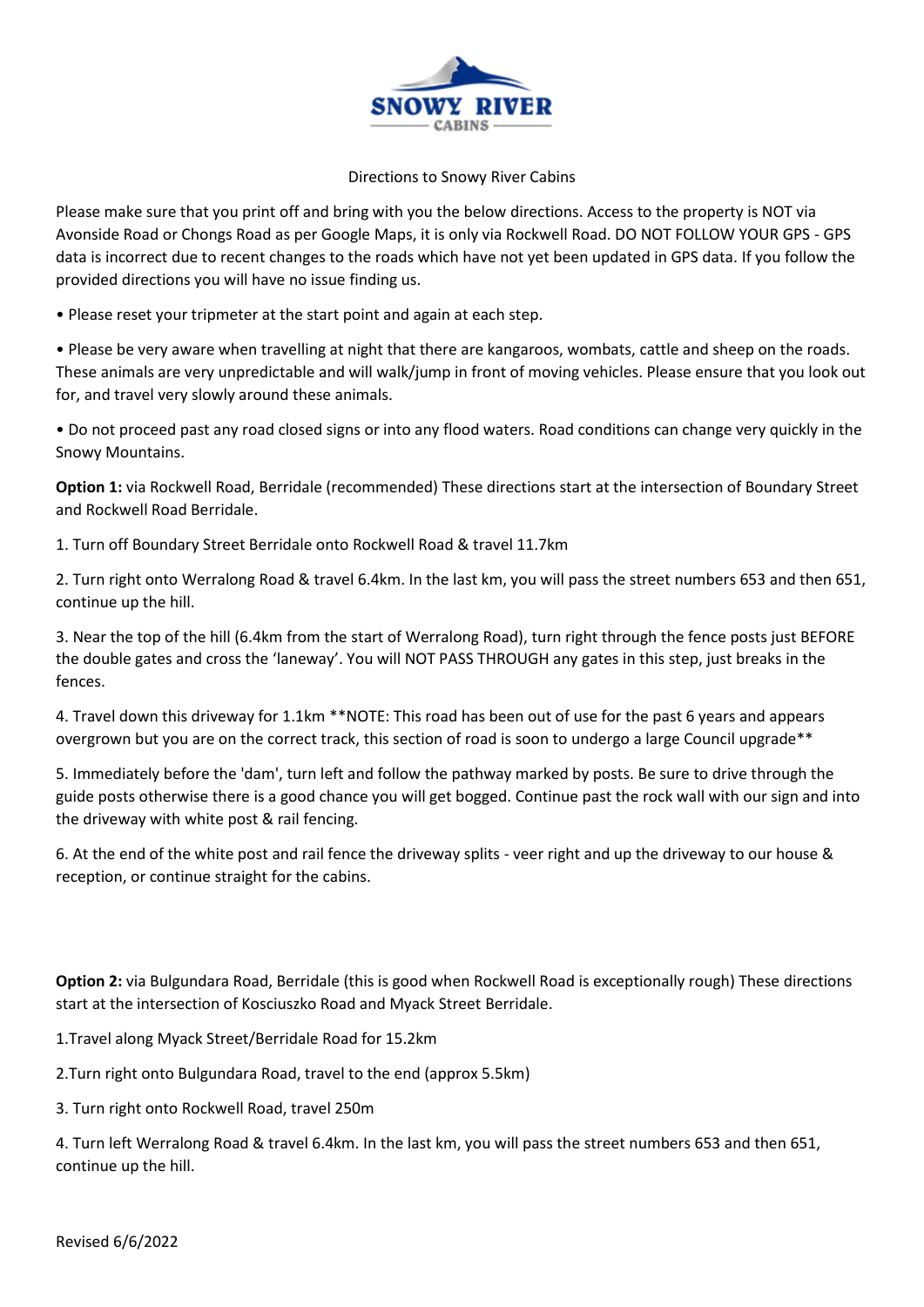SNOWY RIVER CABINS

Directions to Snowy River Cabins

Please make sure that you print off and bring with you the below directions. Access to the property is NOT via Avonside Road or Chongs Road as per Google Maps, it is only via Rockwell Road. DO NOT FOLLOW YOUR GPS - GPS data is incorrect due to recent changes to the roads which have not yet been updated in GPS data. If you follow the provided directions you will have no issue finding us.

- Please reset your tripmeter at the start point and again at each step.
- Please be very aware when travelling at night that there are kangaroos, wombats, cattle and sheep on the roads. These animals are very unpredictable and will walk/jump in front of moving vehicles. Please ensure that you look out for, and travel very slowly around these animals.
- Do not proceed past any road closed signs or into any flood waters. Road conditions can change very quickly in the Snowy Mountains.

**Option 1:** via Rockwell Road, Berridale (recommended) These directions start at the intersection of Boundary Street and Rockwell Road Berridale.

1. Turn off Boundary Street Berridale onto Rockwell Road & travel 11.7km
2. Turn right onto Werralong Road & travel 6.4km. In the last km, you will pass the street numbers 653 and then 651, continue up the hill.
3. Near the top of the hill (6.4km from the start of Werralong Road), turn right through the fence posts just BEFORE the double gates and cross the 'laneway'. You will NOT PASS THROUGH any gates in this step, just breaks in the fences.
4. Travel down this driveway for 1.1km **NOTE: This road has been out of use for the past 6 years and appears overgrown but you are on the correct track, this section of road is soon to undergo a large Council upgrade**
5. Immediately before the 'dam', turn left and follow the pathway marked by posts. Be sure to drive through the guide posts otherwise there is a good chance you will get bogged. Continue past the rock wall with our sign and into the driveway with white post & rail fencing.
6. At the end of the white post and rail fence the driveway splits - veer right and up the driveway to our house & reception, or continue straight for the cabins.

**Option 2:** via Bulgundara Road, Berridale (this is good when Rockwell Road is exceptionally rough) These directions start at the intersection of Kosciuszko Road and Myack Street Berridale.

1. Travel along Myack Street/Berridale Road for 15.2km
2. Turn right onto Bulgundara Road, travel to the end (approx 5.5km)
3. Turn right onto Rockwell Road, travel 250m
4. Turn left Werralong Road & travel 6.4km. In the last km, you will pass the street numbers 653 and then 651, continue up the hill.

Revised 6/6/2022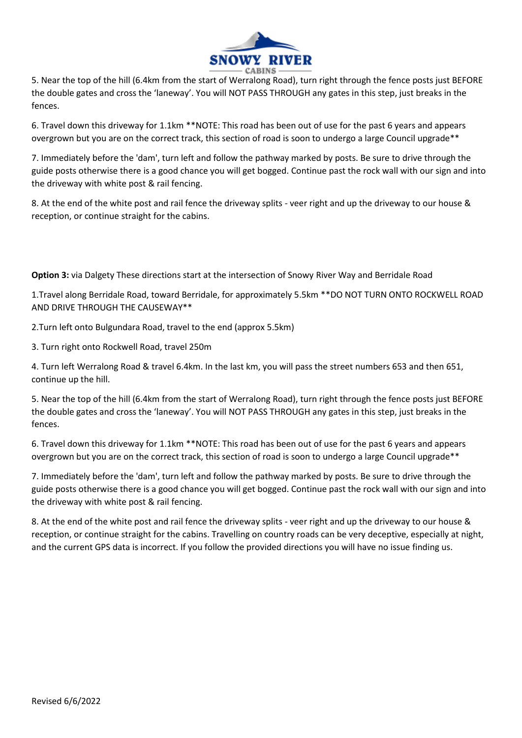5. Near the top of the hill (6.4km from the start of Werralong Road), turn right through the fence posts just BEFORE the double gates and cross the 'laneway'. You will NOT PASS THROUGH any gates in this step, just breaks in the fences.

6. Travel down this driveway for 1.1km **NOTE: This road has been out of use for the past 6 years and appears overgrown but you are on the correct track, this section of road is soon to undergo a large Council upgrade**

7. Immediately before the 'dam', turn left and follow the pathway marked by posts. Be sure to drive through the guide posts otherwise there is a good chance you will get bogged. Continue past the rock wall with our sign and into the driveway with white post & rail fencing.

8. At the end of the white post and rail fence the driveway splits - veer right and up the driveway to our house & reception, or continue straight for the cabins.

**Option 3:** via Dalgety These directions start at the intersection of Snowy River Way and Berridale Road

1.Travel along Berridale Road, toward Berridale, for approximately 5.5km **DO NOT TURN ONTO ROCKWELL ROAD AND DRIVE THROUGH THE CAUSEWAY**

2.Turn left onto Bulgundara Road, travel to the end (approx 5.5km)

3. Turn right onto Rockwell Road, travel 250m

4. Turn left Werralong Road & travel 6.4km. In the last km, you will pass the street numbers 653 and then 651, continue up the hill.

5. Near the top of the hill (6.4km from the start of Werralong Road), turn right through the fence posts just BEFORE the double gates and cross the 'laneway'. You will NOT PASS THROUGH any gates in this step, just breaks in the fences.

6. Travel down this driveway for 1.1km **NOTE: This road has been out of use for the past 6 years and appears overgrown but you are on the correct track, this section of road is soon to undergo a large Council upgrade**

7. Immediately before the 'dam', turn left and follow the pathway marked by posts. Be sure to drive through the guide posts otherwise there is a good chance you will get bogged. Continue past the rock wall with our sign and into the driveway with white post & rail fencing.

8. At the end of the white post and rail fence the driveway splits - veer right and up the driveway to our house & reception, or continue straight for the cabins. Travelling on country roads can be very deceptive, especially at night, and the current GPS data is incorrect. If you follow the provided directions you will have no issue finding us.

Revised 6/6/2022